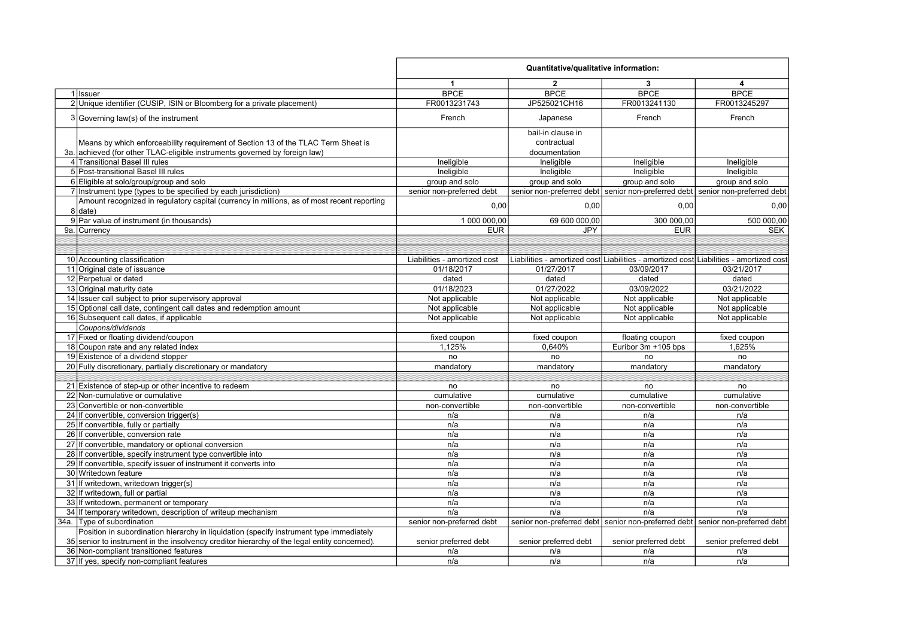| | | Quantitative/qualitative information: | | | |
|---|---|---|---|---|---|
| | | 1 | 2 | 3 | 4 |
| 1 | Issuer | BPCE | BPCE | BPCE | BPCE |
| 2 | Unique identifier (CUSIP, ISIN or Bloomberg for a private placement) | FR0013231743 | JP525021CH16 | FR0013241130 | FR0013245297 |
| 3 | Governing law(s) of the instrument | French | Japanese | French | French |
| 3a. | Means by which enforceability requirement of Section 13 of the TLAC Term Sheet is achieved (for other TLAC-eligible instruments governed by foreign law) | | bail-in clause in contractual documentation | | |
| 4 | Transitional Basel III rules | Ineligible | Ineligible | Ineligible | Ineligible |
| 5 | Post-transitional Basel III rules | Ineligible | Ineligible | Ineligible | Ineligible |
| 6 | Eligible at solo/group/group and solo | group and solo | group and solo | group and solo | group and solo |
| 7 | Instrument type (types to be specified by each jurisdiction) | senior non-preferred debt | senior non-preferred debt | senior non-preferred debt | senior non-preferred debt |
| 8 | Amount recognized in regulatory capital (currency in millions, as of most recent reporting date) | 0,00 | 0,00 | 0,00 | 0,00 |
| 9 | Par value of instrument (in thousands) | 1 000 000,00 | 69 600 000,00 | 300 000,00 | 500 000,00 |
| 9a. | Currency | EUR | JPY | EUR | SEK |
| | | | | | |
| 10 | Accounting classification | Liabilities - amortized cost | Liabilities - amortized cost | Liabilities - amortized cost | Liabilities - amortized cost |
| 11 | Original date of issuance | 01/18/2017 | 01/27/2017 | 03/09/2017 | 03/21/2017 |
| 12 | Perpetual or dated | dated | dated | dated | dated |
| 13 | Original maturity date | 01/18/2023 | 01/27/2022 | 03/09/2022 | 03/21/2022 |
| 14 | Issuer call subject to prior supervisory approval | Not applicable | Not applicable | Not applicable | Not applicable |
| 15 | Optional call date, contingent call dates and redemption amount | Not applicable | Not applicable | Not applicable | Not applicable |
| 16 | Subsequent call dates, if applicable | Not applicable | Not applicable | Not applicable | Not applicable |
| | *Coupons/dividends* | | | | |
| 17 | Fixed or floating dividend/coupon | fixed coupon | fixed coupon | floating coupon | fixed coupon |
| 18 | Coupon rate and any related index | 1,125% | 0,640% | Euribor 3m +105 bps | 1,625% |
| 19 | Existence of a dividend stopper | no | no | no | no |
| 20 | Fully discretionary, partially discretionary or mandatory | mandatory | mandatory | mandatory | mandatory |
| | | | | | |
| 21 | Existence of step-up or other incentive to redeem | no | no | no | no |
| 22 | Non-cumulative or cumulative | cumulative | cumulative | cumulative | cumulative |
| 23 | Convertible or non-convertible | non-convertible | non-convertible | non-convertible | non-convertible |
| 24 | If convertible, conversion trigger(s) | n/a | n/a | n/a | n/a |
| 25 | If convertible, fully or partially | n/a | n/a | n/a | n/a |
| 26 | If convertible, conversion rate | n/a | n/a | n/a | n/a |
| 27 | If convertible, mandatory or optional conversion | n/a | n/a | n/a | n/a |
| 28 | If convertible, specify instrument type convertible into | n/a | n/a | n/a | n/a |
| 29 | If convertible, specify issuer of instrument it converts into | n/a | n/a | n/a | n/a |
| 30 | Writedown feature | n/a | n/a | n/a | n/a |
| 31 | If writedown, writedown trigger(s) | n/a | n/a | n/a | n/a |
| 32 | If writedown, full or partial | n/a | n/a | n/a | n/a |
| 33 | If writedown, permanent or temporary | n/a | n/a | n/a | n/a |
| 34 | If temporary writedown, description of writeup mechanism | n/a | n/a | n/a | n/a |
| 34a. | Type of subordination | senior non-preferred debt | senior non-preferred debt | senior non-preferred debt | senior non-preferred debt |
| 35 | Position in subordination hierarchy in liquidation (specify instrument type immediately senior to instrument in the insolvency creditor hierarchy of the legal entity concerned). | senior preferred debt | senior preferred debt | senior preferred debt | senior preferred debt |
| 36 | Non-compliant transitioned features | n/a | n/a | n/a | n/a |
| 37 | If yes, specify non-compliant features | n/a | n/a | n/a | n/a |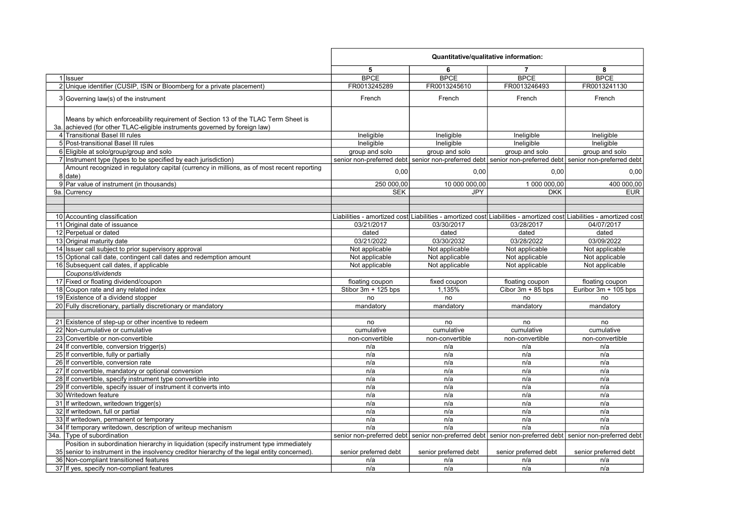| | | Quantitative/qualitative information: | | | |
|---|---|---|---|---|---|
| | | 5 | 6 | 7 | 8 |
| 1 | Issuer | BPCE | BPCE | BPCE | BPCE |
| 2 | Unique identifier (CUSIP, ISIN or Bloomberg for a private placement) | FR0013245289 | FR0013245610 | FR0013246493 | FR0013241130 |
| 3 | Governing law(s) of the instrument | French | French | French | French |
| 3a. | Means by which enforceability requirement of Section 13 of the TLAC Term Sheet is achieved (for other TLAC-eligible instruments governed by foreign law) | | | | |
| 4 | Transitional Basel III rules | Ineligible | Ineligible | Ineligible | Ineligible |
| 5 | Post-transitional Basel III rules | Ineligible | Ineligible | Ineligible | Ineligible |
| 6 | Eligible at solo/group/group and solo | group and solo | group and solo | group and solo | group and solo |
| 7 | Instrument type (types to be specified by each jurisdiction) | senior non-preferred debt | senior non-preferred debt | senior non-preferred debt | senior non-preferred debt |
| 8 | Amount recognized in regulatory capital (currency in millions, as of most recent reporting date) | 0,00 | 0,00 | 0,00 | 0,00 |
| 9 | Par value of instrument (in thousands) | 250 000,00 | 10 000 000,00 | 1 000 000,00 | 400 000,00 |
| 9a. | Currency | SEK | JPY | DKK | EUR |
| | | | | | |
| 10 | Accounting classification | Liabilities - amortized cost | Liabilities - amortized cost | Liabilities - amortized cost | Liabilities - amortized cost |
| 11 | Original date of issuance | 03/21/2017 | 03/30/2017 | 03/28/2017 | 04/07/2017 |
| 12 | Perpetual or dated | dated | dated | dated | dated |
| 13 | Original maturity date | 03/21/2022 | 03/30/2032 | 03/28/2022 | 03/09/2022 |
| 14 | Issuer call subject to prior supervisory approval | Not applicable | Not applicable | Not applicable | Not applicable |
| 15 | Optional call date, contingent call dates and redemption amount | Not applicable | Not applicable | Not applicable | Not applicable |
| 16 | Subsequent call dates, if applicable | Not applicable | Not applicable | Not applicable | Not applicable |
| | *Coupons/dividends* | | | | |
| 17 | Fixed or floating dividend/coupon | floating coupon | fixed coupon | floating coupon | floating coupon |
| 18 | Coupon rate and any related index | Stibor 3m + 125 bps | 1,135% | Cibor 3m + 85 bps | Euribor 3m + 105 bps |
| 19 | Existence of a dividend stopper | no | no | no | no |
| 20 | Fully discretionary, partially discretionary or mandatory | mandatory | mandatory | mandatory | mandatory |
| | | | | | |
| 21 | Existence of step-up or other incentive to redeem | no | no | no | no |
| 22 | Non-cumulative or cumulative | cumulative | cumulative | cumulative | cumulative |
| 23 | Convertible or non-convertible | non-convertible | non-convertible | non-convertible | non-convertible |
| 24 | If convertible, conversion trigger(s) | n/a | n/a | n/a | n/a |
| 25 | If convertible, fully or partially | n/a | n/a | n/a | n/a |
| 26 | If convertible, conversion rate | n/a | n/a | n/a | n/a |
| 27 | If convertible, mandatory or optional conversion | n/a | n/a | n/a | n/a |
| 28 | If convertible, specify instrument type convertible into | n/a | n/a | n/a | n/a |
| 29 | If convertible, specify issuer of instrument it converts into | n/a | n/a | n/a | n/a |
| 30 | Writedown feature | n/a | n/a | n/a | n/a |
| 31 | If writedown, writedown trigger(s) | n/a | n/a | n/a | n/a |
| 32 | If writedown, full or partial | n/a | n/a | n/a | n/a |
| 33 | If writedown, permanent or temporary | n/a | n/a | n/a | n/a |
| 34 | If temporary writedown, description of writeup mechanism | n/a | n/a | n/a | n/a |
| 34a. | Type of subordination | senior non-preferred debt | senior non-preferred debt | senior non-preferred debt | senior non-preferred debt |
| 35 | Position in subordination hierarchy in liquidation (specify instrument type immediately senior to instrument in the insolvency creditor hierarchy of the legal entity concerned). | senior preferred debt | senior preferred debt | senior preferred debt | senior preferred debt |
| 36 | Non-compliant transitioned features | n/a | n/a | n/a | n/a |
| 37 | If yes, specify non-compliant features | n/a | n/a | n/a | n/a |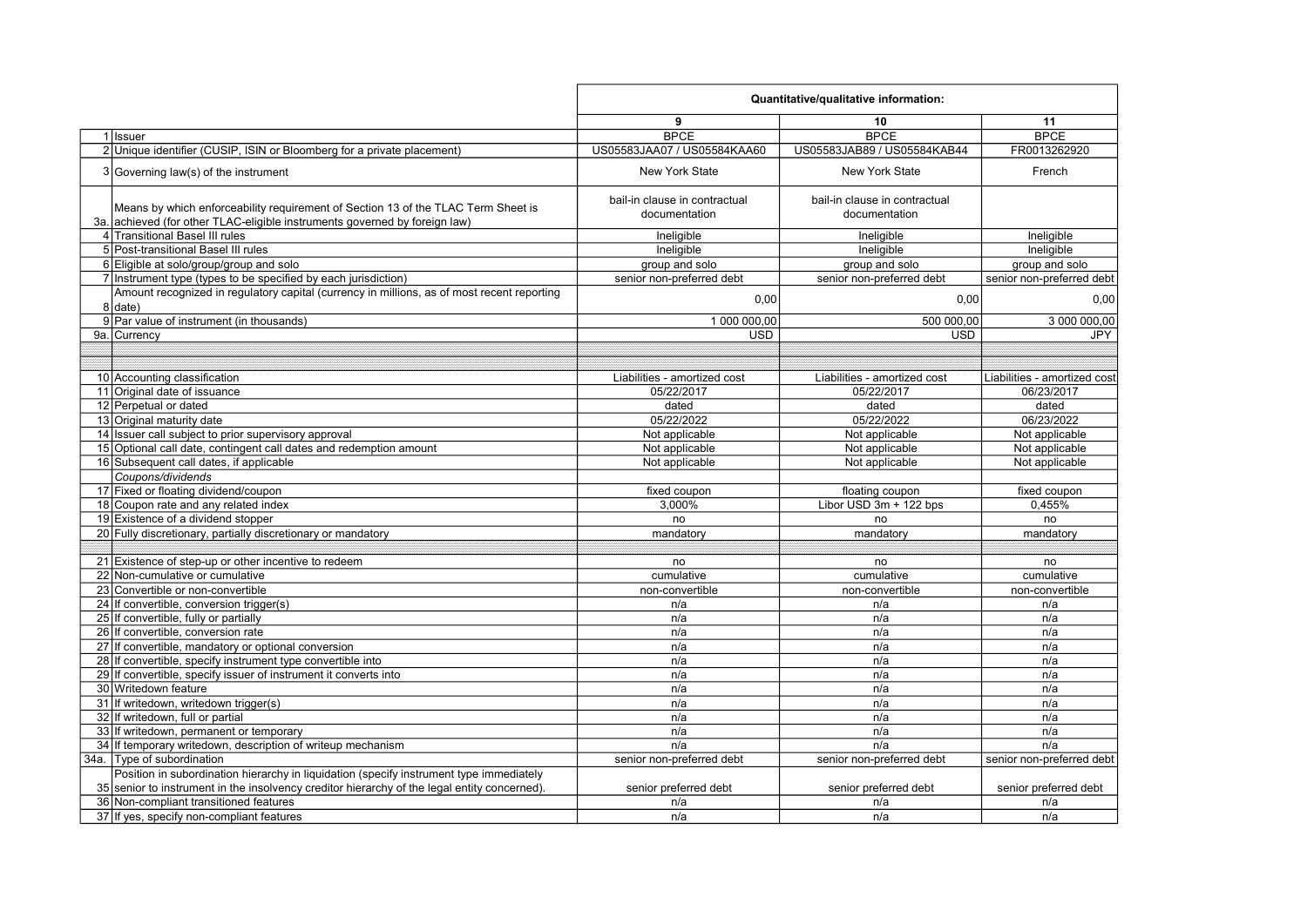| | | Quantitative/qualitative information: | | |
|---|---|---|---|---|
| | | 9 | 10 | 11 |
| 1 | Issuer | BPCE | BPCE | BPCE |
| 2 | Unique identifier (CUSIP, ISIN or Bloomberg for a private placement) | US05583JAA07 / US05584KAA60 | US05583JAB89 / US05584KAB44 | FR0013262920 |
| 3 | Governing law(s) of the instrument | New York State | New York State | French |
| 3a. | Means by which enforceability requirement of Section 13 of the TLAC Term Sheet is achieved (for other TLAC-eligible instruments governed by foreign law) | bail-in clause in contractual documentation | bail-in clause in contractual documentation | |
| 4 | Transitional Basel III rules | Ineligible | Ineligible | Ineligible |
| 5 | Post-transitional Basel III rules | Ineligible | Ineligible | Ineligible |
| 6 | Eligible at solo/group/group and solo | group and solo | group and solo | group and solo |
| 7 | Instrument type (types to be specified by each jurisdiction) | senior non-preferred debt | senior non-preferred debt | senior non-preferred debt |
| 8 | Amount recognized in regulatory capital (currency in millions, as of most recent reporting date) | 0,00 | 0,00 | 0,00 |
| 9 | Par value of instrument (in thousands) | 1 000 000,00 | 500 000,00 | 3 000 000,00 |
| 9a. | Currency | USD | USD | JPY |
| | | | | |
| 10 | Accounting classification | Liabilities - amortized cost | Liabilities - amortized cost | Liabilities - amortized cost |
| 11 | Original date of issuance | 05/22/2017 | 05/22/2017 | 06/23/2017 |
| 12 | Perpetual or dated | dated | dated | dated |
| 13 | Original maturity date | 05/22/2022 | 05/22/2022 | 06/23/2022 |
| 14 | Issuer call subject to prior supervisory approval | Not applicable | Not applicable | Not applicable |
| 15 | Optional call date, contingent call dates and redemption amount | Not applicable | Not applicable | Not applicable |
| 16 | Subsequent call dates, if applicable | Not applicable | Not applicable | Not applicable |
| | *Coupons/dividends* | | | |
| 17 | Fixed or floating dividend/coupon | fixed coupon | floating coupon | fixed coupon |
| 18 | Coupon rate and any related index | 3,000% | Libor USD 3m + 122 bps | 0,455% |
| 19 | Existence of a dividend stopper | no | no | no |
| 20 | Fully discretionary, partially discretionary or mandatory | mandatory | mandatory | mandatory |
| | | | | |
| 21 | Existence of step-up or other incentive to redeem | no | no | no |
| 22 | Non-cumulative or cumulative | cumulative | cumulative | cumulative |
| 23 | Convertible or non-convertible | non-convertible | non-convertible | non-convertible |
| 24 | If convertible, conversion trigger(s) | n/a | n/a | n/a |
| 25 | If convertible, fully or partially | n/a | n/a | n/a |
| 26 | If convertible, conversion rate | n/a | n/a | n/a |
| 27 | If convertible, mandatory or optional conversion | n/a | n/a | n/a |
| 28 | If convertible, specify instrument type convertible into | n/a | n/a | n/a |
| 29 | If convertible, specify issuer of instrument it converts into | n/a | n/a | n/a |
| 30 | Writedown feature | n/a | n/a | n/a |
| 31 | If writedown, writedown trigger(s) | n/a | n/a | n/a |
| 32 | If writedown, full or partial | n/a | n/a | n/a |
| 33 | If writedown, permanent or temporary | n/a | n/a | n/a |
| 34 | If temporary writedown, description of writeup mechanism | n/a | n/a | n/a |
| 34a. | Type of subordination | senior non-preferred debt | senior non-preferred debt | senior non-preferred debt |
| 35 | Position in subordination hierarchy in liquidation (specify instrument type immediately senior to instrument in the insolvency creditor hierarchy of the legal entity concerned). | senior preferred debt | senior preferred debt | senior preferred debt |
| 36 | Non-compliant transitioned features | n/a | n/a | n/a |
| 37 | If yes, specify non-compliant features | n/a | n/a | n/a |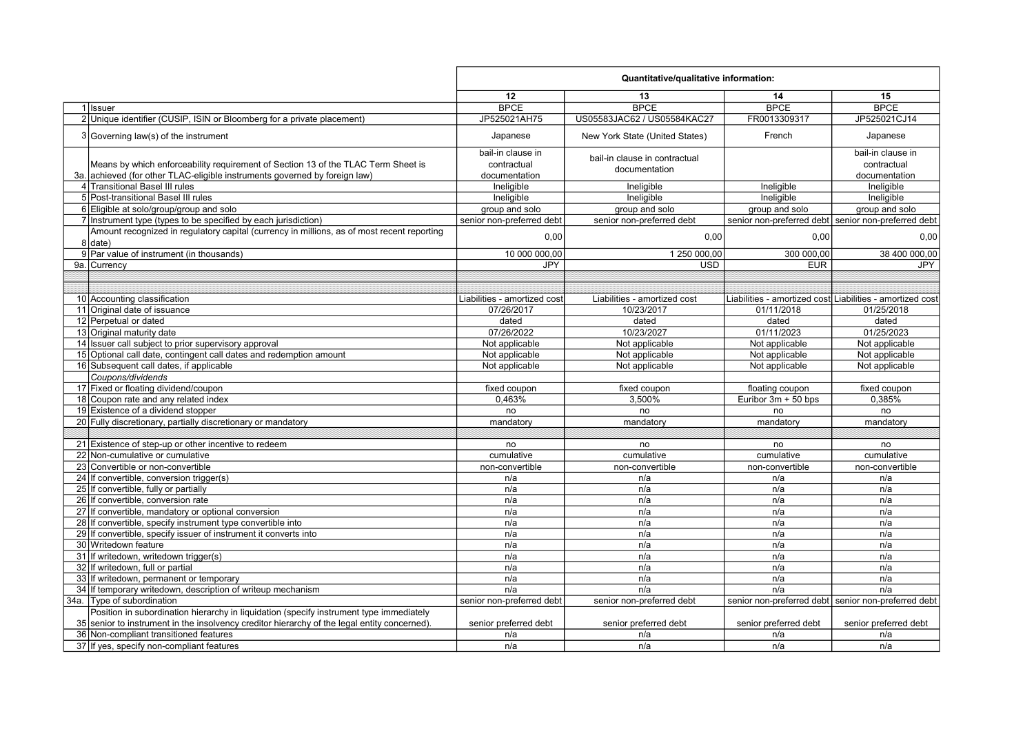| | | Quantitative/qualitative information: | | | |
|---|---|---|---|---|---|
| | | 12 | 13 | 14 | 15 |
| 1 | Issuer | BPCE | BPCE | BPCE | BPCE |
| 2 | Unique identifier (CUSIP, ISIN or Bloomberg for a private placement) | JP525021AH75 | US05583JAC62 / US05584KAC27 | FR0013309317 | JP525021CJ14 |
| 3 | Governing law(s) of the instrument | Japanese | New York State (United States) | French | Japanese |
| 3a. | Means by which enforceability requirement of Section 13 of the TLAC Term Sheet is achieved (for other TLAC-eligible instruments governed by foreign law) | bail-in clause in contractual documentation | bail-in clause in contractual documentation | | bail-in clause in contractual documentation |
| 4 | Transitional Basel III rules | Ineligible | Ineligible | Ineligible | Ineligible |
| 5 | Post-transitional Basel III rules | Ineligible | Ineligible | Ineligible | Ineligible |
| 6 | Eligible at solo/group/group and solo | group and solo | group and solo | group and solo | group and solo |
| 7 | Instrument type (types to be specified by each jurisdiction) | senior non-preferred debt | senior non-preferred debt | senior non-preferred debt | senior non-preferred debt |
| 8 | Amount recognized in regulatory capital (currency in millions, as of most recent reporting date) | 0,00 | 0,00 | 0,00 | 0,00 |
| 9 | Par value of instrument (in thousands) | 10 000 000,00 | 1 250 000,00 | 300 000,00 | 38 400 000,00 |
| 9a. | Currency | JPY | USD | EUR | JPY |
| | | | | | |
| 10 | Accounting classification | Liabilities - amortized cost | Liabilities - amortized cost | Liabilities - amortized cost | Liabilities - amortized cost |
| 11 | Original date of issuance | 07/26/2017 | 10/23/2017 | 01/11/2018 | 01/25/2018 |
| 12 | Perpetual or dated | dated | dated | dated | dated |
| 13 | Original maturity date | 07/26/2022 | 10/23/2027 | 01/11/2023 | 01/25/2023 |
| 14 | Issuer call subject to prior supervisory approval | Not applicable | Not applicable | Not applicable | Not applicable |
| 15 | Optional call date, contingent call dates and redemption amount | Not applicable | Not applicable | Not applicable | Not applicable |
| 16 | Subsequent call dates, if applicable | Not applicable | Not applicable | Not applicable | Not applicable |
| | *Coupons/dividends* | | | | |
| 17 | Fixed or floating dividend/coupon | fixed coupon | fixed coupon | floating coupon | fixed coupon |
| 18 | Coupon rate and any related index | 0,463% | 3,500% | Euribor 3m + 50 bps | 0,385% |
| 19 | Existence of a dividend stopper | no | no | no | no |
| 20 | Fully discretionary, partially discretionary or mandatory | mandatory | mandatory | mandatory | mandatory |
| | | | | | |
| 21 | Existence of step-up or other incentive to redeem | no | no | no | no |
| 22 | Non-cumulative or cumulative | cumulative | cumulative | cumulative | cumulative |
| 23 | Convertible or non-convertible | non-convertible | non-convertible | non-convertible | non-convertible |
| 24 | If convertible, conversion trigger(s) | n/a | n/a | n/a | n/a |
| 25 | If convertible, fully or partially | n/a | n/a | n/a | n/a |
| 26 | If convertible, conversion rate | n/a | n/a | n/a | n/a |
| 27 | If convertible, mandatory or optional conversion | n/a | n/a | n/a | n/a |
| 28 | If convertible, specify instrument type convertible into | n/a | n/a | n/a | n/a |
| 29 | If convertible, specify issuer of instrument it converts into | n/a | n/a | n/a | n/a |
| 30 | Writedown feature | n/a | n/a | n/a | n/a |
| 31 | If writedown, writedown trigger(s) | n/a | n/a | n/a | n/a |
| 32 | If writedown, full or partial | n/a | n/a | n/a | n/a |
| 33 | If writedown, permanent or temporary | n/a | n/a | n/a | n/a |
| 34 | If temporary writedown, description of writeup mechanism | n/a | n/a | n/a | n/a |
| 34a. | Type of subordination | senior non-preferred debt | senior non-preferred debt | senior non-preferred debt | senior non-preferred debt |
| 35 | Position in subordination hierarchy in liquidation (specify instrument type immediately senior to instrument in the insolvency creditor hierarchy of the legal entity concerned). | senior preferred debt | senior preferred debt | senior preferred debt | senior preferred debt |
| 36 | Non-compliant transitioned features | n/a | n/a | n/a | n/a |
| 37 | If yes, specify non-compliant features | n/a | n/a | n/a | n/a |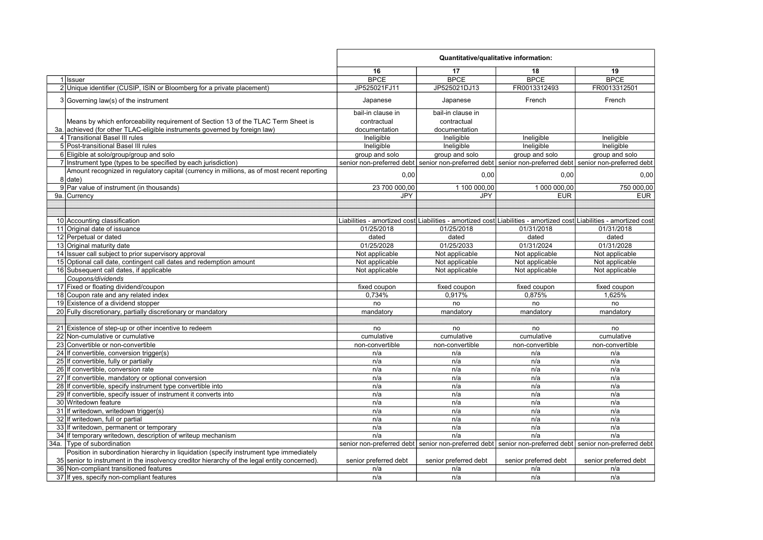| | | Quantitative/qualitative information: | | | |
|---|---|---|---|---|---|
| | | 16 | 17 | 18 | 19 |
| 1 | Issuer | BPCE | BPCE | BPCE | BPCE |
| 2 | Unique identifier (CUSIP, ISIN or Bloomberg for a private placement) | JP525021FJ11 | JP525021DJ13 | FR0013312493 | FR0013312501 |
| 3 | Governing law(s) of the instrument | Japanese | Japanese | French | French |
| 3a. | Means by which enforceability requirement of Section 13 of the TLAC Term Sheet is achieved (for other TLAC-eligible instruments governed by foreign law) | bail-in clause in contractual documentation | bail-in clause in contractual documentation | | |
| 4 | Transitional Basel III rules | Ineligible | Ineligible | Ineligible | Ineligible |
| 5 | Post-transitional Basel III rules | Ineligible | Ineligible | Ineligible | Ineligible |
| 6 | Eligible at solo/group/group and solo | group and solo | group and solo | group and solo | group and solo |
| 7 | Instrument type (types to be specified by each jurisdiction) | senior non-preferred debt | senior non-preferred debt | senior non-preferred debt | senior non-preferred debt |
| 8 | Amount recognized in regulatory capital (currency in millions, as of most recent reporting date) | 0,00 | 0,00 | 0,00 | 0,00 |
| 9 | Par value of instrument (in thousands) | 23 700 000,00 | 1 100 000,00 | 1 000 000,00 | 750 000,00 |
| 9a. | Currency | JPY | JPY | EUR | EUR |
| 10 | Accounting classification | Liabilities - amortized cost | Liabilities - amortized cost | Liabilities - amortized cost | Liabilities - amortized cost |
| 11 | Original date of issuance | 01/25/2018 | 01/25/2018 | 01/31/2018 | 01/31/2018 |
| 12 | Perpetual or dated | dated | dated | dated | dated |
| 13 | Original maturity date | 01/25/2028 | 01/25/2033 | 01/31/2024 | 01/31/2028 |
| 14 | Issuer call subject to prior supervisory approval | Not applicable | Not applicable | Not applicable | Not applicable |
| 15 | Optional call date, contingent call dates and redemption amount | Not applicable | Not applicable | Not applicable | Not applicable |
| 16 | Subsequent call dates, if applicable | Not applicable | Not applicable | Not applicable | Not applicable |
| | *Coupons/dividends* | | | | |
| 17 | Fixed or floating dividend/coupon | fixed coupon | fixed coupon | fixed coupon | fixed coupon |
| 18 | Coupon rate and any related index | 0,734% | 0,917% | 0,875% | 1,625% |
| 19 | Existence of a dividend stopper | no | no | no | no |
| 20 | Fully discretionary, partially discretionary or mandatory | mandatory | mandatory | mandatory | mandatory |
| 21 | Existence of step-up or other incentive to redeem | no | no | no | no |
| 22 | Non-cumulative or cumulative | cumulative | cumulative | cumulative | cumulative |
| 23 | Convertible or non-convertible | non-convertible | non-convertible | non-convertible | non-convertible |
| 24 | If convertible, conversion trigger(s) | n/a | n/a | n/a | n/a |
| 25 | If convertible, fully or partially | n/a | n/a | n/a | n/a |
| 26 | If convertible, conversion rate | n/a | n/a | n/a | n/a |
| 27 | If convertible, mandatory or optional conversion | n/a | n/a | n/a | n/a |
| 28 | If convertible, specify instrument type convertible into | n/a | n/a | n/a | n/a |
| 29 | If convertible, specify issuer of instrument it converts into | n/a | n/a | n/a | n/a |
| 30 | Writedown feature | n/a | n/a | n/a | n/a |
| 31 | If writedown, writedown trigger(s) | n/a | n/a | n/a | n/a |
| 32 | If writedown, full or partial | n/a | n/a | n/a | n/a |
| 33 | If writedown, permanent or temporary | n/a | n/a | n/a | n/a |
| 34 | If temporary writedown, description of writeup mechanism | n/a | n/a | n/a | n/a |
| 34a. | Type of subordination | senior non-preferred debt | senior non-preferred debt | senior non-preferred debt | senior non-preferred debt |
| 35 | Position in subordination hierarchy in liquidation (specify instrument type immediately senior to instrument in the insolvency creditor hierarchy of the legal entity concerned). | senior preferred debt | senior preferred debt | senior preferred debt | senior preferred debt |
| 36 | Non-compliant transitioned features | n/a | n/a | n/a | n/a |
| 37 | If yes, specify non-compliant features | n/a | n/a | n/a | n/a |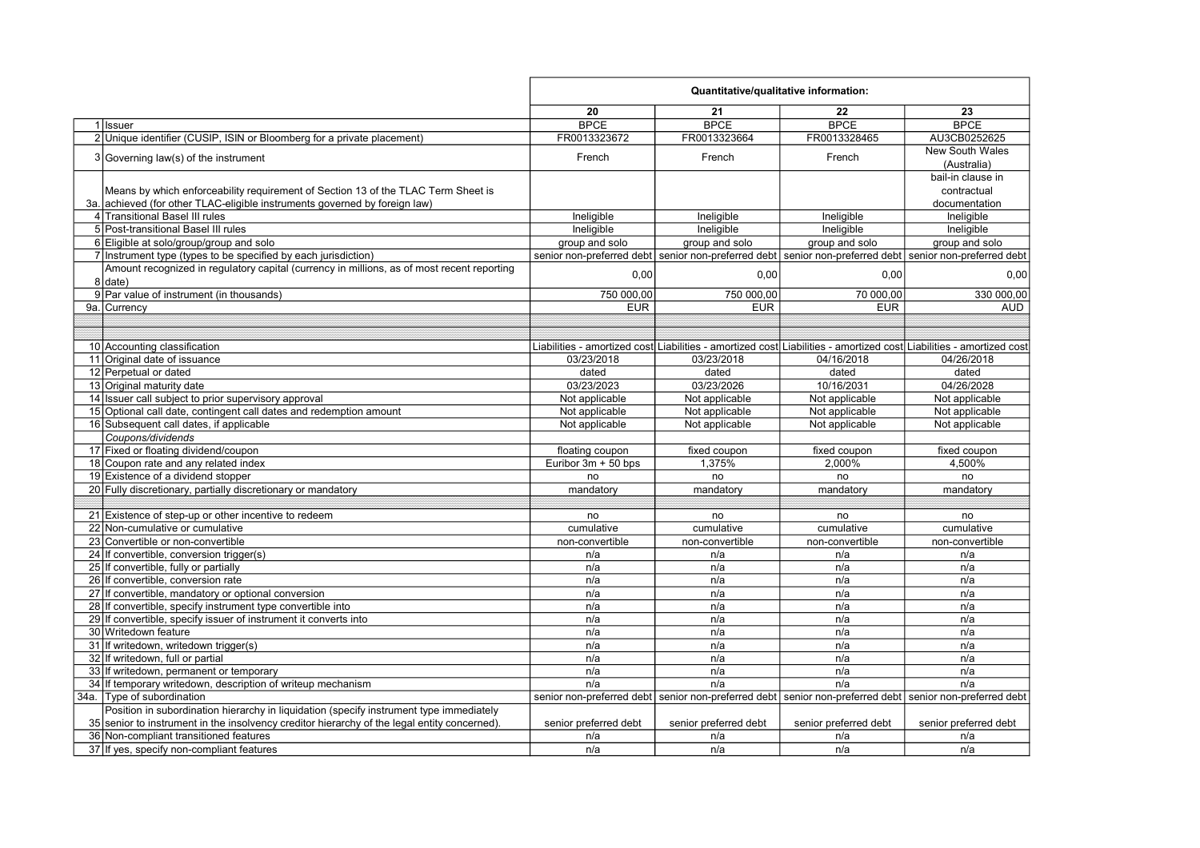| | | Quantitative/qualitative information: | | | |
|---|---|---|---|---|---|
| | | 20 | 21 | 22 | 23 |
| 1 | Issuer | BPCE | BPCE | BPCE | BPCE |
| 2 | Unique identifier (CUSIP, ISIN or Bloomberg for a private placement) | FR0013323672 | FR0013323664 | FR0013328465 | AU3CB0252625 |
| 3 | Governing law(s) of the instrument | French | French | French | New South Wales (Australia) |
| 3a. | Means by which enforceability requirement of Section 13 of the TLAC Term Sheet is achieved (for other TLAC-eligible instruments governed by foreign law) | | | | bail-in clause in contractual documentation |
| 4 | Transitional Basel III rules | Ineligible | Ineligible | Ineligible | Ineligible |
| 5 | Post-transitional Basel III rules | Ineligible | Ineligible | Ineligible | Ineligible |
| 6 | Eligible at solo/group/group and solo | group and solo | group and solo | group and solo | group and solo |
| 7 | Instrument type (types to be specified by each jurisdiction) | senior non-preferred debt | senior non-preferred debt | senior non-preferred debt | senior non-preferred debt |
| 8 | Amount recognized in regulatory capital (currency in millions, as of most recent reporting date) | 0,00 | 0,00 | 0,00 | 0,00 |
| 9 | Par value of instrument (in thousands) | 750 000,00 | 750 000,00 | 70 000,00 | 330 000,00 |
| 9a. | Currency | EUR | EUR | EUR | AUD |
| | | | | | |
| 10 | Accounting classification | Liabilities - amortized cost | Liabilities - amortized cost | Liabilities - amortized cost | Liabilities - amortized cost |
| 11 | Original date of issuance | 03/23/2018 | 03/23/2018 | 04/16/2018 | 04/26/2018 |
| 12 | Perpetual or dated | dated | dated | dated | dated |
| 13 | Original maturity date | 03/23/2023 | 03/23/2026 | 10/16/2031 | 04/26/2028 |
| 14 | Issuer call subject to prior supervisory approval | Not applicable | Not applicable | Not applicable | Not applicable |
| 15 | Optional call date, contingent call dates and redemption amount | Not applicable | Not applicable | Not applicable | Not applicable |
| 16 | Subsequent call dates, if applicable | Not applicable | Not applicable | Not applicable | Not applicable |
| | *Coupons/dividends* | | | | |
| 17 | Fixed or floating dividend/coupon | floating coupon | fixed coupon | fixed coupon | fixed coupon |
| 18 | Coupon rate and any related index | Euribor 3m + 50 bps | 1,375% | 2,000% | 4,500% |
| 19 | Existence of a dividend stopper | no | no | no | no |
| 20 | Fully discretionary, partially discretionary or mandatory | mandatory | mandatory | mandatory | mandatory |
| | | | | | |
| 21 | Existence of step-up or other incentive to redeem | no | no | no | no |
| 22 | Non-cumulative or cumulative | cumulative | cumulative | cumulative | cumulative |
| 23 | Convertible or non-convertible | non-convertible | non-convertible | non-convertible | non-convertible |
| 24 | If convertible, conversion trigger(s) | n/a | n/a | n/a | n/a |
| 25 | If convertible, fully or partially | n/a | n/a | n/a | n/a |
| 26 | If convertible, conversion rate | n/a | n/a | n/a | n/a |
| 27 | If convertible, mandatory or optional conversion | n/a | n/a | n/a | n/a |
| 28 | If convertible, specify instrument type convertible into | n/a | n/a | n/a | n/a |
| 29 | If convertible, specify issuer of instrument it converts into | n/a | n/a | n/a | n/a |
| 30 | Writedown feature | n/a | n/a | n/a | n/a |
| 31 | If writedown, writedown trigger(s) | n/a | n/a | n/a | n/a |
| 32 | If writedown, full or partial | n/a | n/a | n/a | n/a |
| 33 | If writedown, permanent or temporary | n/a | n/a | n/a | n/a |
| 34 | If temporary writedown, description of writeup mechanism | n/a | n/a | n/a | n/a |
| 34a. | Type of subordination | senior non-preferred debt | senior non-preferred debt | senior non-preferred debt | senior non-preferred debt |
| 35 | Position in subordination hierarchy in liquidation (specify instrument type immediately senior to instrument in the insolvency creditor hierarchy of the legal entity concerned). | senior preferred debt | senior preferred debt | senior preferred debt | senior preferred debt |
| 36 | Non-compliant transitioned features | n/a | n/a | n/a | n/a |
| 37 | If yes, specify non-compliant features | n/a | n/a | n/a | n/a |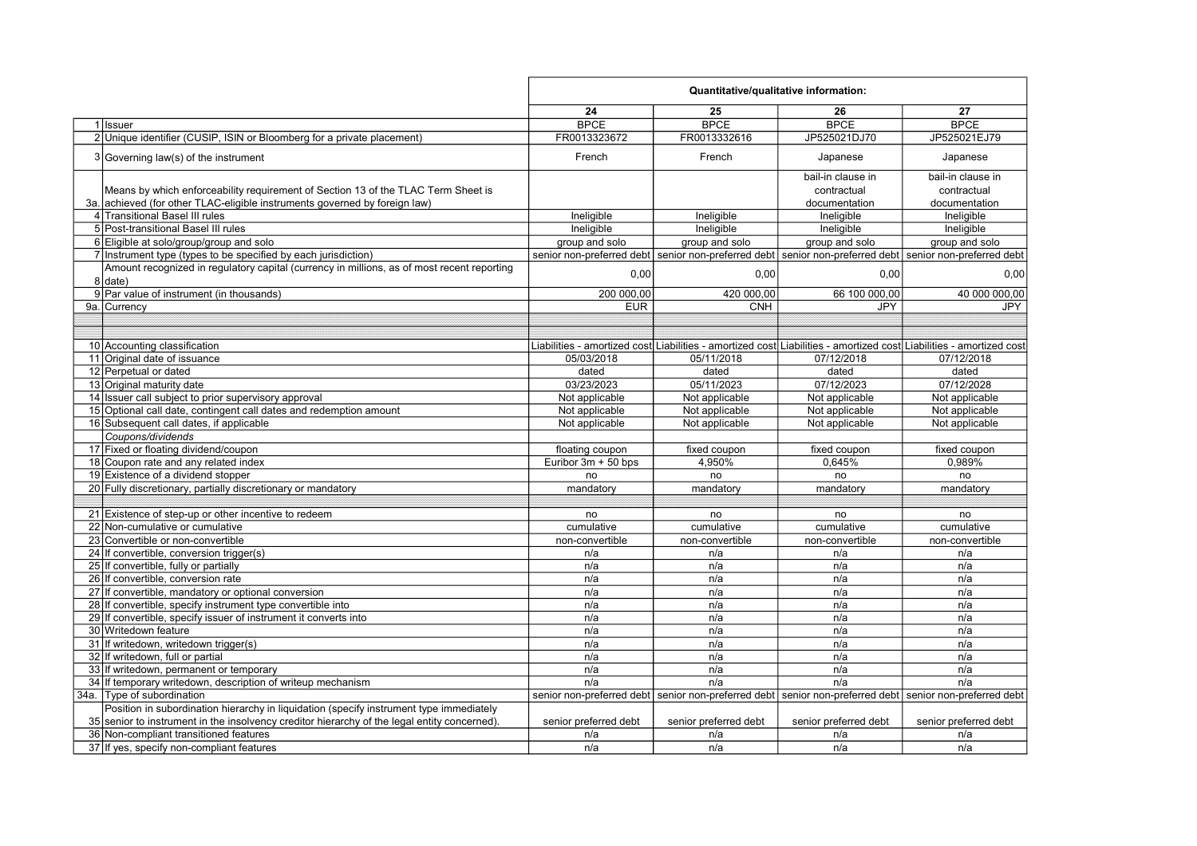| | | Quantitative/qualitative information: | | | |
|---|---|---|---|---|---|
| | | 24 | 25 | 26 | 27 |
| 1 | Issuer | BPCE | BPCE | BPCE | BPCE |
| 2 | Unique identifier (CUSIP, ISIN or Bloomberg for a private placement) | FR0013323672 | FR0013332616 | JP525021DJ70 | JP525021EJ79 |
| 3 | Governing law(s) of the instrument | French | French | Japanese | Japanese |
| 3a. | Means by which enforceability requirement of Section 13 of the TLAC Term Sheet is achieved (for other TLAC-eligible instruments governed by foreign law) | | | bail-in clause in contractual documentation | bail-in clause in contractual documentation |
| 4 | Transitional Basel III rules | Ineligible | Ineligible | Ineligible | Ineligible |
| 5 | Post-transitional Basel III rules | Ineligible | Ineligible | Ineligible | Ineligible |
| 6 | Eligible at solo/group/group and solo | group and solo | group and solo | group and solo | group and solo |
| 7 | Instrument type (types to be specified by each jurisdiction) | senior non-preferred debt | senior non-preferred debt | senior non-preferred debt | senior non-preferred debt |
| 8 | Amount recognized in regulatory capital (currency in millions, as of most recent reporting date) | 0,00 | 0,00 | 0,00 | 0,00 |
| 9 | Par value of instrument (in thousands) | 200 000,00 | 420 000,00 | 66 100 000,00 | 40 000 000,00 |
| 9a. | Currency | EUR | CNH | JPY | JPY |
| | | | | | |
| 10 | Accounting classification | Liabilities - amortized cost | Liabilities - amortized cost | Liabilities - amortized cost | Liabilities - amortized cost |
| 11 | Original date of issuance | 05/03/2018 | 05/11/2018 | 07/12/2018 | 07/12/2018 |
| 12 | Perpetual or dated | dated | dated | dated | dated |
| 13 | Original maturity date | 03/23/2023 | 05/11/2023 | 07/12/2023 | 07/12/2028 |
| 14 | Issuer call subject to prior supervisory approval | Not applicable | Not applicable | Not applicable | Not applicable |
| 15 | Optional call date, contingent call dates and redemption amount | Not applicable | Not applicable | Not applicable | Not applicable |
| 16 | Subsequent call dates, if applicable | Not applicable | Not applicable | Not applicable | Not applicable |
| | *Coupons/dividends* | | | | |
| 17 | Fixed or floating dividend/coupon | floating coupon | fixed coupon | fixed coupon | fixed coupon |
| 18 | Coupon rate and any related index | Euribor 3m + 50 bps | 4,950% | 0,645% | 0,989% |
| 19 | Existence of a dividend stopper | no | no | no | no |
| 20 | Fully discretionary, partially discretionary or mandatory | mandatory | mandatory | mandatory | mandatory |
| | | | | | |
| 21 | Existence of step-up or other incentive to redeem | no | no | no | no |
| 22 | Non-cumulative or cumulative | cumulative | cumulative | cumulative | cumulative |
| 23 | Convertible or non-convertible | non-convertible | non-convertible | non-convertible | non-convertible |
| 24 | If convertible, conversion trigger(s) | n/a | n/a | n/a | n/a |
| 25 | If convertible, fully or partially | n/a | n/a | n/a | n/a |
| 26 | If convertible, conversion rate | n/a | n/a | n/a | n/a |
| 27 | If convertible, mandatory or optional conversion | n/a | n/a | n/a | n/a |
| 28 | If convertible, specify instrument type convertible into | n/a | n/a | n/a | n/a |
| 29 | If convertible, specify issuer of instrument it converts into | n/a | n/a | n/a | n/a |
| 30 | Writedown feature | n/a | n/a | n/a | n/a |
| 31 | If writedown, writedown trigger(s) | n/a | n/a | n/a | n/a |
| 32 | If writedown, full or partial | n/a | n/a | n/a | n/a |
| 33 | If writedown, permanent or temporary | n/a | n/a | n/a | n/a |
| 34 | If temporary writedown, description of writeup mechanism | n/a | n/a | n/a | n/a |
| 34a. | Type of subordination | senior non-preferred debt | senior non-preferred debt | senior non-preferred debt | senior non-preferred debt |
| 35 | Position in subordination hierarchy in liquidation (specify instrument type immediately senior to instrument in the insolvency creditor hierarchy of the legal entity concerned). | senior preferred debt | senior preferred debt | senior preferred debt | senior preferred debt |
| 36 | Non-compliant transitioned features | n/a | n/a | n/a | n/a |
| 37 | If yes, specify non-compliant features | n/a | n/a | n/a | n/a |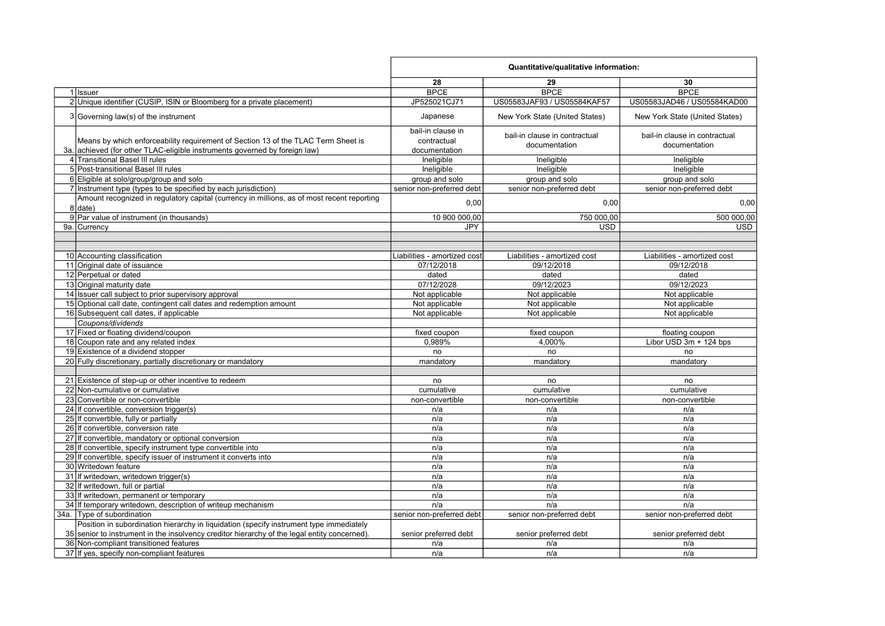| | | Quantitative/qualitative information: | | |
|---|---|---|---|---|
| | | 28 | 29 | 30 |
| 1 | Issuer | BPCE | BPCE | BPCE |
| 2 | Unique identifier (CUSIP, ISIN or Bloomberg for a private placement) | JP525021CJ71 | US05583JAF93 / US05584KAF57 | US05583JAD46 / US05584KAD00 |
| 3 | Governing law(s) of the instrument | Japanese | New York State (United States) | New York State (United States) |
| 3a. | Means by which enforceability requirement of Section 13 of the TLAC Term Sheet is achieved (for other TLAC-eligible instruments governed by foreign law) | bail-in clause in contractual documentation | bail-in clause in contractual documentation | bail-in clause in contractual documentation |
| 4 | Transitional Basel III rules | Ineligible | Ineligible | Ineligible |
| 5 | Post-transitional Basel III rules | Ineligible | Ineligible | Ineligible |
| 6 | Eligible at solo/group/group and solo | group and solo | group and solo | group and solo |
| 7 | Instrument type (types to be specified by each jurisdiction) | senior non-preferred debt | senior non-preferred debt | senior non-preferred debt |
| 8 | Amount recognized in regulatory capital (currency in millions, as of most recent reporting date) | 0,00 | 0,00 | 0,00 |
| 9 | Par value of instrument (in thousands) | 10 900 000,00 | 750 000,00 | 500 000,00 |
| 9a. | Currency | JPY | USD | USD |
| | | | | |
| 10 | Accounting classification | Liabilities - amortized cost | Liabilities - amortized cost | Liabilities - amortized cost |
| 11 | Original date of issuance | 07/12/2018 | 09/12/2018 | 09/12/2018 |
| 12 | Perpetual or dated | dated | dated | dated |
| 13 | Original maturity date | 07/12/2028 | 09/12/2023 | 09/12/2023 |
| 14 | Issuer call subject to prior supervisory approval | Not applicable | Not applicable | Not applicable |
| 15 | Optional call date, contingent call dates and redemption amount | Not applicable | Not applicable | Not applicable |
| 16 | Subsequent call dates, if applicable | Not applicable | Not applicable | Not applicable |
| | *Coupons/dividends* | | | |
| 17 | Fixed or floating dividend/coupon | fixed coupon | fixed coupon | floating coupon |
| 18 | Coupon rate and any related index | 0,989% | 4,000% | Libor USD 3m + 124 bps |
| 19 | Existence of a dividend stopper | no | no | no |
| 20 | Fully discretionary, partially discretionary or mandatory | mandatory | mandatory | mandatory |
| | | | | |
| 21 | Existence of step-up or other incentive to redeem | no | no | no |
| 22 | Non-cumulative or cumulative | cumulative | cumulative | cumulative |
| 23 | Convertible or non-convertible | non-convertible | non-convertible | non-convertible |
| 24 | If convertible, conversion trigger(s) | n/a | n/a | n/a |
| 25 | If convertible, fully or partially | n/a | n/a | n/a |
| 26 | If convertible, conversion rate | n/a | n/a | n/a |
| 27 | If convertible, mandatory or optional conversion | n/a | n/a | n/a |
| 28 | If convertible, specify instrument type convertible into | n/a | n/a | n/a |
| 29 | If convertible, specify issuer of instrument it converts into | n/a | n/a | n/a |
| 30 | Writedown feature | n/a | n/a | n/a |
| 31 | If writedown, writedown trigger(s) | n/a | n/a | n/a |
| 32 | If writedown, full or partial | n/a | n/a | n/a |
| 33 | If writedown, permanent or temporary | n/a | n/a | n/a |
| 34 | If temporary writedown, description of writeup mechanism | n/a | n/a | n/a |
| 34a. | Type of subordination | senior non-preferred debt | senior non-preferred debt | senior non-preferred debt |
| 35 | Position in subordination hierarchy in liquidation (specify instrument type immediately senior to instrument in the insolvency creditor hierarchy of the legal entity concerned). | senior preferred debt | senior preferred debt | senior preferred debt |
| 36 | Non-compliant transitioned features | n/a | n/a | n/a |
| 37 | If yes, specify non-compliant features | n/a | n/a | n/a |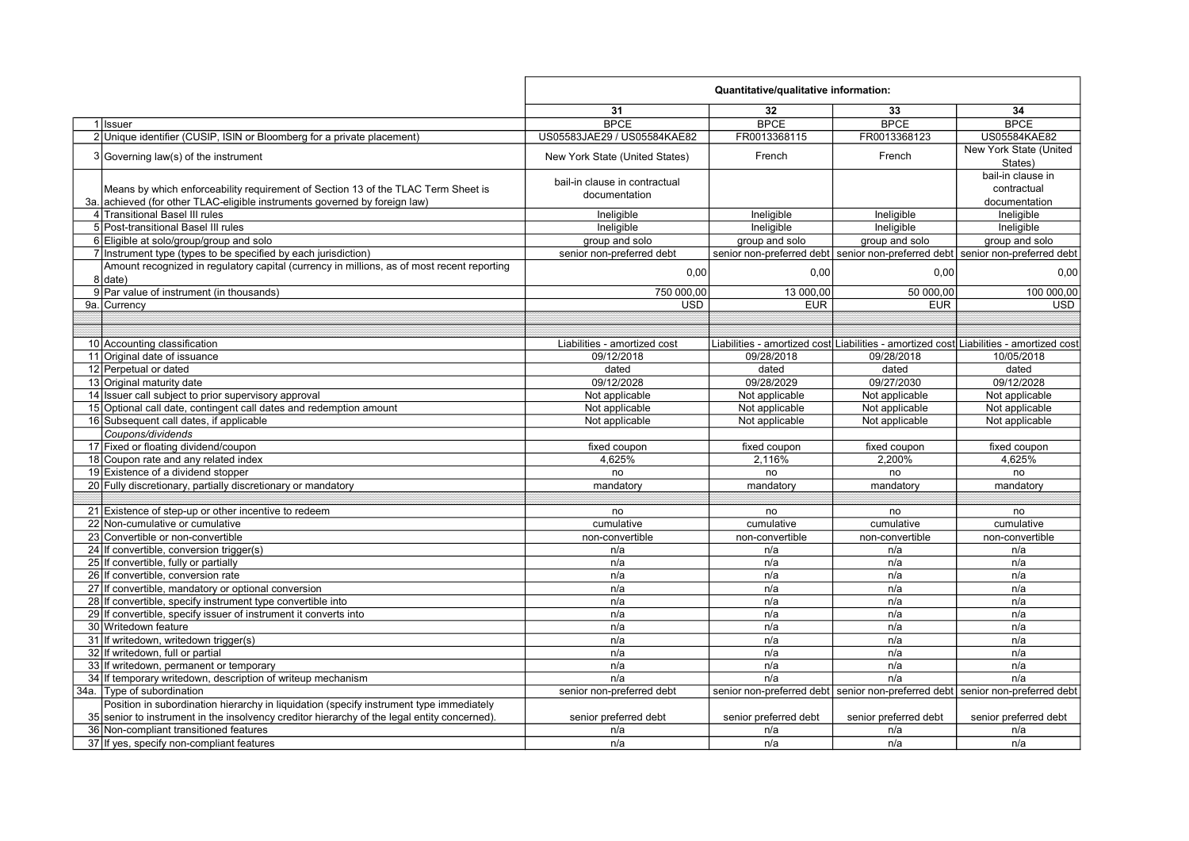| | | Quantitative/qualitative information: | | | |
|---|---|---|---|---|---|
| | | 31 | 32 | 33 | 34 |
| 1 | Issuer | BPCE | BPCE | BPCE | BPCE |
| 2 | Unique identifier (CUSIP, ISIN or Bloomberg for a private placement) | US05583JAE29 / US05584KAE82 | FR0013368115 | FR0013368123 | US05584KAE82 |
| 3 | Governing law(s) of the instrument | New York State (United States) | French | French | New York State (United States) |
| 3a. | Means by which enforceability requirement of Section 13 of the TLAC Term Sheet is achieved (for other TLAC-eligible instruments governed by foreign law) | bail-in clause in contractual documentation | | | bail-in clause in contractual documentation |
| 4 | Transitional Basel III rules | Ineligible | Ineligible | Ineligible | Ineligible |
| 5 | Post-transitional Basel III rules | Ineligible | Ineligible | Ineligible | Ineligible |
| 6 | Eligible at solo/group/group and solo | group and solo | group and solo | group and solo | group and solo |
| 7 | Instrument type (types to be specified by each jurisdiction) | senior non-preferred debt | senior non-preferred debt | senior non-preferred debt | senior non-preferred debt |
| 8 | Amount recognized in regulatory capital (currency in millions, as of most recent reporting date) | 0,00 | 0,00 | 0,00 | 0,00 |
| 9 | Par value of instrument (in thousands) | 750 000,00 | 13 000,00 | 50 000,00 | 100 000,00 |
| 9a. | Currency | USD | EUR | EUR | USD |
| | | | | | |
| 10 | Accounting classification | Liabilities - amortized cost | Liabilities - amortized cost | Liabilities - amortized cost | Liabilities - amortized cost |
| 11 | Original date of issuance | 09/12/2018 | 09/28/2018 | 09/28/2018 | 10/05/2018 |
| 12 | Perpetual or dated | dated | dated | dated | dated |
| 13 | Original maturity date | 09/12/2028 | 09/28/2029 | 09/27/2030 | 09/12/2028 |
| 14 | Issuer call subject to prior supervisory approval | Not applicable | Not applicable | Not applicable | Not applicable |
| 15 | Optional call date, contingent call dates and redemption amount | Not applicable | Not applicable | Not applicable | Not applicable |
| 16 | Subsequent call dates, if applicable | Not applicable | Not applicable | Not applicable | Not applicable |
| | *Coupons/dividends* | | | | |
| 17 | Fixed or floating dividend/coupon | fixed coupon | fixed coupon | fixed coupon | fixed coupon |
| 18 | Coupon rate and any related index | 4,625% | 2,116% | 2,200% | 4,625% |
| 19 | Existence of a dividend stopper | no | no | no | no |
| 20 | Fully discretionary, partially discretionary or mandatory | mandatory | mandatory | mandatory | mandatory |
| | | | | | |
| 21 | Existence of step-up or other incentive to redeem | no | no | no | no |
| 22 | Non-cumulative or cumulative | cumulative | cumulative | cumulative | cumulative |
| 23 | Convertible or non-convertible | non-convertible | non-convertible | non-convertible | non-convertible |
| 24 | If convertible, conversion trigger(s) | n/a | n/a | n/a | n/a |
| 25 | If convertible, fully or partially | n/a | n/a | n/a | n/a |
| 26 | If convertible, conversion rate | n/a | n/a | n/a | n/a |
| 27 | If convertible, mandatory or optional conversion | n/a | n/a | n/a | n/a |
| 28 | If convertible, specify instrument type convertible into | n/a | n/a | n/a | n/a |
| 29 | If convertible, specify issuer of instrument it converts into | n/a | n/a | n/a | n/a |
| 30 | Writedown feature | n/a | n/a | n/a | n/a |
| 31 | If writedown, writedown trigger(s) | n/a | n/a | n/a | n/a |
| 32 | If writedown, full or partial | n/a | n/a | n/a | n/a |
| 33 | If writedown, permanent or temporary | n/a | n/a | n/a | n/a |
| 34 | If temporary writedown, description of writeup mechanism | n/a | n/a | n/a | n/a |
| 34a. | Type of subordination | senior non-preferred debt | senior non-preferred debt | senior non-preferred debt | senior non-preferred debt |
| 35 | Position in subordination hierarchy in liquidation (specify instrument type immediately senior to instrument in the insolvency creditor hierarchy of the legal entity concerned). | senior preferred debt | senior preferred debt | senior preferred debt | senior preferred debt |
| 36 | Non-compliant transitioned features | n/a | n/a | n/a | n/a |
| 37 | If yes, specify non-compliant features | n/a | n/a | n/a | n/a |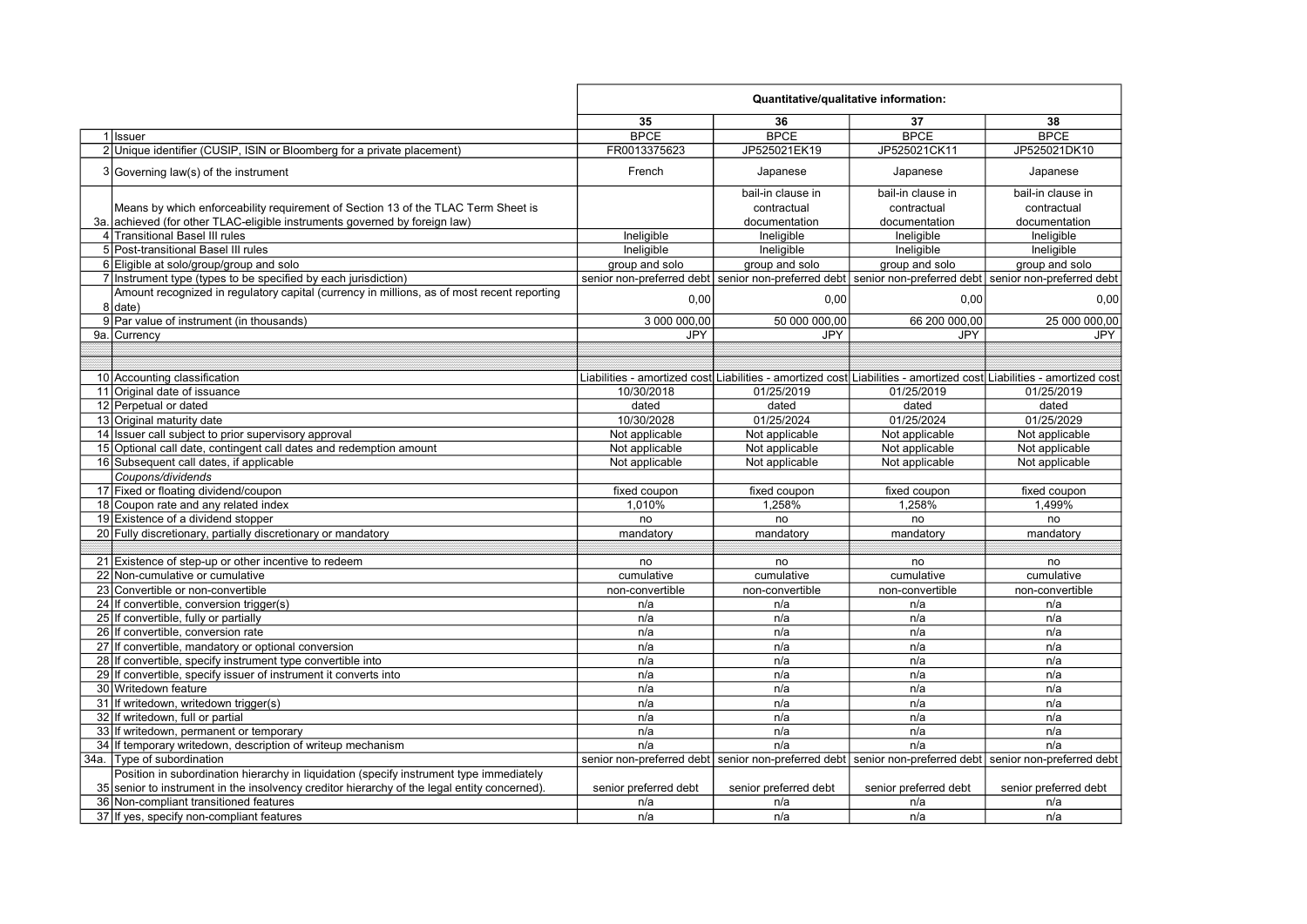| | | Quantitative/qualitative information: | | | |
|---|---|---|---|---|---|
| | | 35 | 36 | 37 | 38 |
| 1 | Issuer | BPCE | BPCE | BPCE | BPCE |
| 2 | Unique identifier (CUSIP, ISIN or Bloomberg for a private placement) | FR0013375623 | JP525021EK19 | JP525021CK11 | JP525021DK10 |
| 3 | Governing law(s) of the instrument | French | Japanese | Japanese | Japanese |
| 3a. | Means by which enforceability requirement of Section 13 of the TLAC Term Sheet is achieved (for other TLAC-eligible instruments governed by foreign law) | | bail-in clause in contractual documentation | bail-in clause in contractual documentation | bail-in clause in contractual documentation |
| 4 | Transitional Basel III rules | Ineligible | Ineligible | Ineligible | Ineligible |
| 5 | Post-transitional Basel III rules | Ineligible | Ineligible | Ineligible | Ineligible |
| 6 | Eligible at solo/group/group and solo | group and solo | group and solo | group and solo | group and solo |
| 7 | Instrument type (types to be specified by each jurisdiction) | senior non-preferred debt | senior non-preferred debt | senior non-preferred debt | senior non-preferred debt |
| 8 | Amount recognized in regulatory capital (currency in millions, as of most recent reporting date) | 0,00 | 0,00 | 0,00 | 0,00 |
| 9 | Par value of instrument (in thousands) | 3 000 000,00 | 50 000 000,00 | 66 200 000,00 | 25 000 000,00 |
| 9a. | Currency | JPY | JPY | JPY | JPY |
| | | | | | |
| 10 | Accounting classification | Liabilities - amortized cost | Liabilities - amortized cost | Liabilities - amortized cost | Liabilities - amortized cost |
| 11 | Original date of issuance | 10/30/2018 | 01/25/2019 | 01/25/2019 | 01/25/2019 |
| 12 | Perpetual or dated | dated | dated | dated | dated |
| 13 | Original maturity date | 10/30/2028 | 01/25/2024 | 01/25/2024 | 01/25/2029 |
| 14 | Issuer call subject to prior supervisory approval | Not applicable | Not applicable | Not applicable | Not applicable |
| 15 | Optional call date, contingent call dates and redemption amount | Not applicable | Not applicable | Not applicable | Not applicable |
| 16 | Subsequent call dates, if applicable | Not applicable | Not applicable | Not applicable | Not applicable |
| | *Coupons/dividends* | | | | |
| 17 | Fixed or floating dividend/coupon | fixed coupon | fixed coupon | fixed coupon | fixed coupon |
| 18 | Coupon rate and any related index | 1,010% | 1,258% | 1,258% | 1,499% |
| 19 | Existence of a dividend stopper | no | no | no | no |
| 20 | Fully discretionary, partially discretionary or mandatory | mandatory | mandatory | mandatory | mandatory |
| | | | | | |
| 21 | Existence of step-up or other incentive to redeem | no | no | no | no |
| 22 | Non-cumulative or cumulative | cumulative | cumulative | cumulative | cumulative |
| 23 | Convertible or non-convertible | non-convertible | non-convertible | non-convertible | non-convertible |
| 24 | If convertible, conversion trigger(s) | n/a | n/a | n/a | n/a |
| 25 | If convertible, fully or partially | n/a | n/a | n/a | n/a |
| 26 | If convertible, conversion rate | n/a | n/a | n/a | n/a |
| 27 | If convertible, mandatory or optional conversion | n/a | n/a | n/a | n/a |
| 28 | If convertible, specify instrument type convertible into | n/a | n/a | n/a | n/a |
| 29 | If convertible, specify issuer of instrument it converts into | n/a | n/a | n/a | n/a |
| 30 | Writedown feature | n/a | n/a | n/a | n/a |
| 31 | If writedown, writedown trigger(s) | n/a | n/a | n/a | n/a |
| 32 | If writedown, full or partial | n/a | n/a | n/a | n/a |
| 33 | If writedown, permanent or temporary | n/a | n/a | n/a | n/a |
| 34 | If temporary writedown, description of writeup mechanism | n/a | n/a | n/a | n/a |
| 34a. | Type of subordination | senior non-preferred debt | senior non-preferred debt | senior non-preferred debt | senior non-preferred debt |
| 35 | Position in subordination hierarchy in liquidation (specify instrument type immediately senior to instrument in the insolvency creditor hierarchy of the legal entity concerned). | senior preferred debt | senior preferred debt | senior preferred debt | senior preferred debt |
| 36 | Non-compliant transitioned features | n/a | n/a | n/a | n/a |
| 37 | If yes, specify non-compliant features | n/a | n/a | n/a | n/a |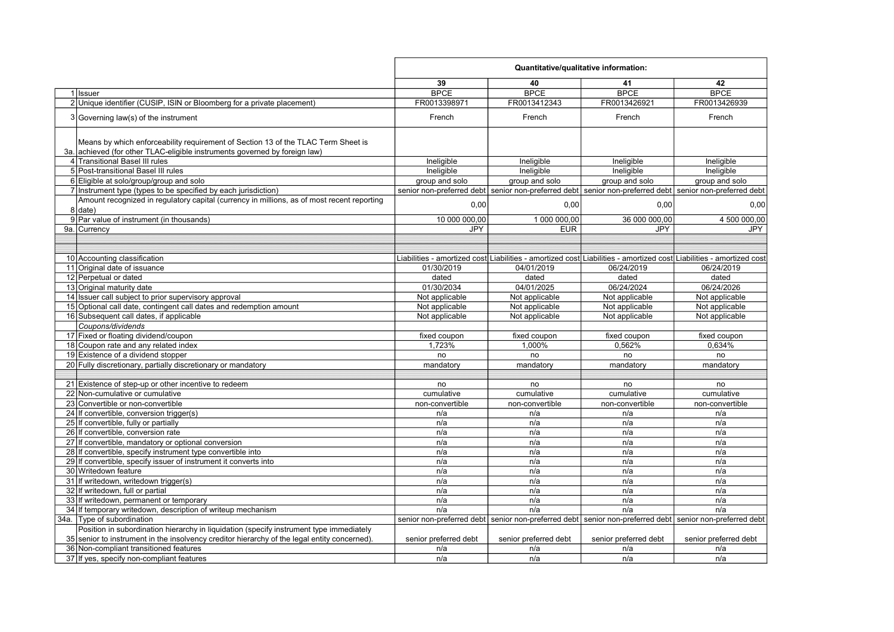| | | Quantitative/qualitative information: | | | |
|---|---|---|---|---|---|
| | | 39 | 40 | 41 | 42 |
| 1 | Issuer | BPCE | BPCE | BPCE | BPCE |
| 2 | Unique identifier (CUSIP, ISIN or Bloomberg for a private placement) | FR0013398971 | FR0013412343 | FR0013426921 | FR0013426939 |
| 3 | Governing law(s) of the instrument | French | French | French | French |
| 3a. | Means by which enforceability requirement of Section 13 of the TLAC Term Sheet is achieved (for other TLAC-eligible instruments governed by foreign law) | | | | |
| 4 | Transitional Basel III rules | Ineligible | Ineligible | Ineligible | Ineligible |
| 5 | Post-transitional Basel III rules | Ineligible | Ineligible | Ineligible | Ineligible |
| 6 | Eligible at solo/group/group and solo | group and solo | group and solo | group and solo | group and solo |
| 7 | Instrument type (types to be specified by each jurisdiction) | senior non-preferred debt | senior non-preferred debt | senior non-preferred debt | senior non-preferred debt |
| 8 | Amount recognized in regulatory capital (currency in millions, as of most recent reporting date) | 0,00 | 0,00 | 0,00 | 0,00 |
| 9 | Par value of instrument (in thousands) | 10 000 000,00 | 1 000 000,00 | 36 000 000,00 | 4 500 000,00 |
| 9a. | Currency | JPY | EUR | JPY | JPY |
| | | | | | |
| 10 | Accounting classification | Liabilities - amortized cost | Liabilities - amortized cost | Liabilities - amortized cost | Liabilities - amortized cost |
| 11 | Original date of issuance | 01/30/2019 | 04/01/2019 | 06/24/2019 | 06/24/2019 |
| 12 | Perpetual or dated | dated | dated | dated | dated |
| 13 | Original maturity date | 01/30/2034 | 04/01/2025 | 06/24/2024 | 06/24/2026 |
| 14 | Issuer call subject to prior supervisory approval | Not applicable | Not applicable | Not applicable | Not applicable |
| 15 | Optional call date, contingent call dates and redemption amount | Not applicable | Not applicable | Not applicable | Not applicable |
| 16 | Subsequent call dates, if applicable | Not applicable | Not applicable | Not applicable | Not applicable |
| | *Coupons/dividends* | | | | |
| 17 | Fixed or floating dividend/coupon | fixed coupon | fixed coupon | fixed coupon | fixed coupon |
| 18 | Coupon rate and any related index | 1,723% | 1,000% | 0,562% | 0,634% |
| 19 | Existence of a dividend stopper | no | no | no | no |
| 20 | Fully discretionary, partially discretionary or mandatory | mandatory | mandatory | mandatory | mandatory |
| | | | | | |
| 21 | Existence of step-up or other incentive to redeem | no | no | no | no |
| 22 | Non-cumulative or cumulative | cumulative | cumulative | cumulative | cumulative |
| 23 | Convertible or non-convertible | non-convertible | non-convertible | non-convertible | non-convertible |
| 24 | If convertible, conversion trigger(s) | n/a | n/a | n/a | n/a |
| 25 | If convertible, fully or partially | n/a | n/a | n/a | n/a |
| 26 | If convertible, conversion rate | n/a | n/a | n/a | n/a |
| 27 | If convertible, mandatory or optional conversion | n/a | n/a | n/a | n/a |
| 28 | If convertible, specify instrument type convertible into | n/a | n/a | n/a | n/a |
| 29 | If convertible, specify issuer of instrument it converts into | n/a | n/a | n/a | n/a |
| 30 | Writedown feature | n/a | n/a | n/a | n/a |
| 31 | If writedown, writedown trigger(s) | n/a | n/a | n/a | n/a |
| 32 | If writedown, full or partial | n/a | n/a | n/a | n/a |
| 33 | If writedown, permanent or temporary | n/a | n/a | n/a | n/a |
| 34 | If temporary writedown, description of writeup mechanism | n/a | n/a | n/a | n/a |
| 34a. | Type of subordination | senior non-preferred debt | senior non-preferred debt | senior non-preferred debt | senior non-preferred debt |
| 35 | Position in subordination hierarchy in liquidation (specify instrument type immediately senior to instrument in the insolvency creditor hierarchy of the legal entity concerned). | senior preferred debt | senior preferred debt | senior preferred debt | senior preferred debt |
| 36 | Non-compliant transitioned features | n/a | n/a | n/a | n/a |
| 37 | If yes, specify non-compliant features | n/a | n/a | n/a | n/a |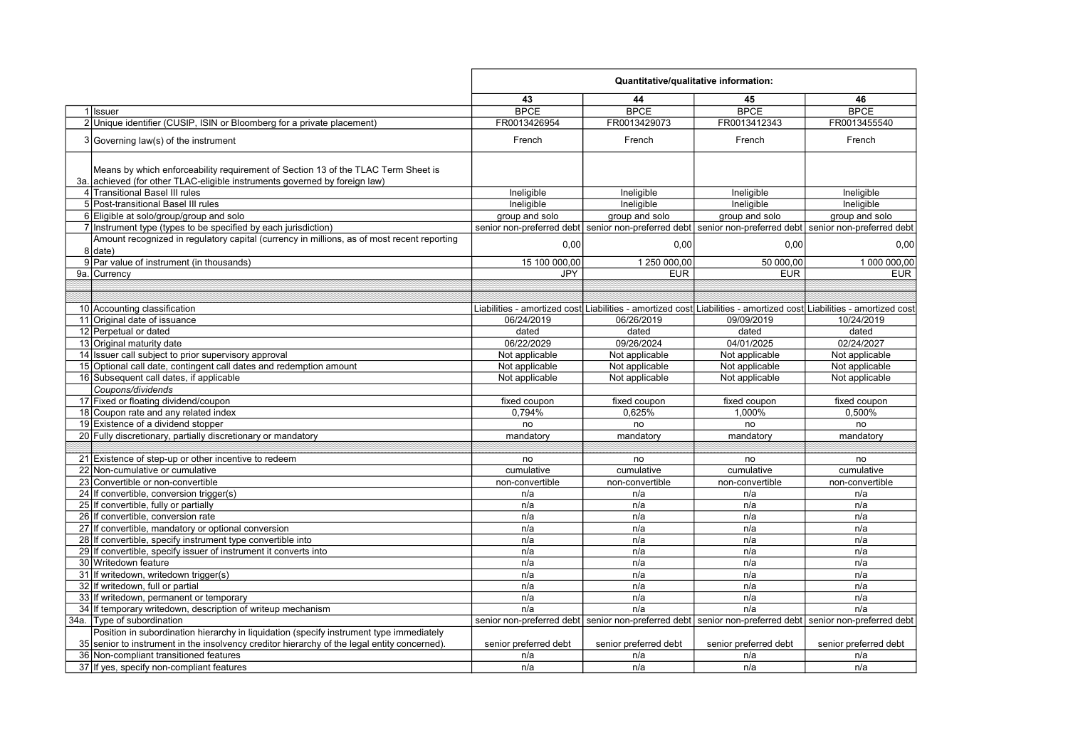| | | Quantitative/qualitative information: | | | |
|---|---|---|---|---|---|
| | | 43 | 44 | 45 | 46 |
| 1 | Issuer | BPCE | BPCE | BPCE | BPCE |
| 2 | Unique identifier (CUSIP, ISIN or Bloomberg for a private placement) | FR0013426954 | FR0013429073 | FR0013412343 | FR0013455540 |
| 3 | Governing law(s) of the instrument | French | French | French | French |
| 3a. | Means by which enforceability requirement of Section 13 of the TLAC Term Sheet is achieved (for other TLAC-eligible instruments governed by foreign law) | | | | |
| 4 | Transitional Basel III rules | Ineligible | Ineligible | Ineligible | Ineligible |
| 5 | Post-transitional Basel III rules | Ineligible | Ineligible | Ineligible | Ineligible |
| 6 | Eligible at solo/group/group and solo | group and solo | group and solo | group and solo | group and solo |
| 7 | Instrument type (types to be specified by each jurisdiction) | senior non-preferred debt | senior non-preferred debt | senior non-preferred debt | senior non-preferred debt |
| 8 | Amount recognized in regulatory capital (currency in millions, as of most recent reporting date) | 0,00 | 0,00 | 0,00 | 0,00 |
| 9 | Par value of instrument (in thousands) | 15 100 000,00 | 1 250 000,00 | 50 000,00 | 1 000 000,00 |
| 9a. | Currency | JPY | EUR | EUR | EUR |
| | | | | | |
| 10 | Accounting classification | Liabilities - amortized cost | Liabilities - amortized cost | Liabilities - amortized cost | Liabilities - amortized cost |
| 11 | Original date of issuance | 06/24/2019 | 06/26/2019 | 09/09/2019 | 10/24/2019 |
| 12 | Perpetual or dated | dated | dated | dated | dated |
| 13 | Original maturity date | 06/22/2029 | 09/26/2024 | 04/01/2025 | 02/24/2027 |
| 14 | Issuer call subject to prior supervisory approval | Not applicable | Not applicable | Not applicable | Not applicable |
| 15 | Optional call date, contingent call dates and redemption amount | Not applicable | Not applicable | Not applicable | Not applicable |
| 16 | Subsequent call dates, if applicable | Not applicable | Not applicable | Not applicable | Not applicable |
| | *Coupons/dividends* | | | | |
| 17 | Fixed or floating dividend/coupon | fixed coupon | fixed coupon | fixed coupon | fixed coupon |
| 18 | Coupon rate and any related index | 0,794% | 0,625% | 1,000% | 0,500% |
| 19 | Existence of a dividend stopper | no | no | no | no |
| 20 | Fully discretionary, partially discretionary or mandatory | mandatory | mandatory | mandatory | mandatory |
| | | | | | |
| 21 | Existence of step-up or other incentive to redeem | no | no | no | no |
| 22 | Non-cumulative or cumulative | cumulative | cumulative | cumulative | cumulative |
| 23 | Convertible or non-convertible | non-convertible | non-convertible | non-convertible | non-convertible |
| 24 | If convertible, conversion trigger(s) | n/a | n/a | n/a | n/a |
| 25 | If convertible, fully or partially | n/a | n/a | n/a | n/a |
| 26 | If convertible, conversion rate | n/a | n/a | n/a | n/a |
| 27 | If convertible, mandatory or optional conversion | n/a | n/a | n/a | n/a |
| 28 | If convertible, specify instrument type convertible into | n/a | n/a | n/a | n/a |
| 29 | If convertible, specify issuer of instrument it converts into | n/a | n/a | n/a | n/a |
| 30 | Writedown feature | n/a | n/a | n/a | n/a |
| 31 | If writedown, writedown trigger(s) | n/a | n/a | n/a | n/a |
| 32 | If writedown, full or partial | n/a | n/a | n/a | n/a |
| 33 | If writedown, permanent or temporary | n/a | n/a | n/a | n/a |
| 34 | If temporary writedown, description of writeup mechanism | n/a | n/a | n/a | n/a |
| 34a. | Type of subordination | senior non-preferred debt | senior non-preferred debt | senior non-preferred debt | senior non-preferred debt |
| 35 | Position in subordination hierarchy in liquidation (specify instrument type immediately senior to instrument in the insolvency creditor hierarchy of the legal entity concerned). | senior preferred debt | senior preferred debt | senior preferred debt | senior preferred debt |
| 36 | Non-compliant transitioned features | n/a | n/a | n/a | n/a |
| 37 | If yes, specify non-compliant features | n/a | n/a | n/a | n/a |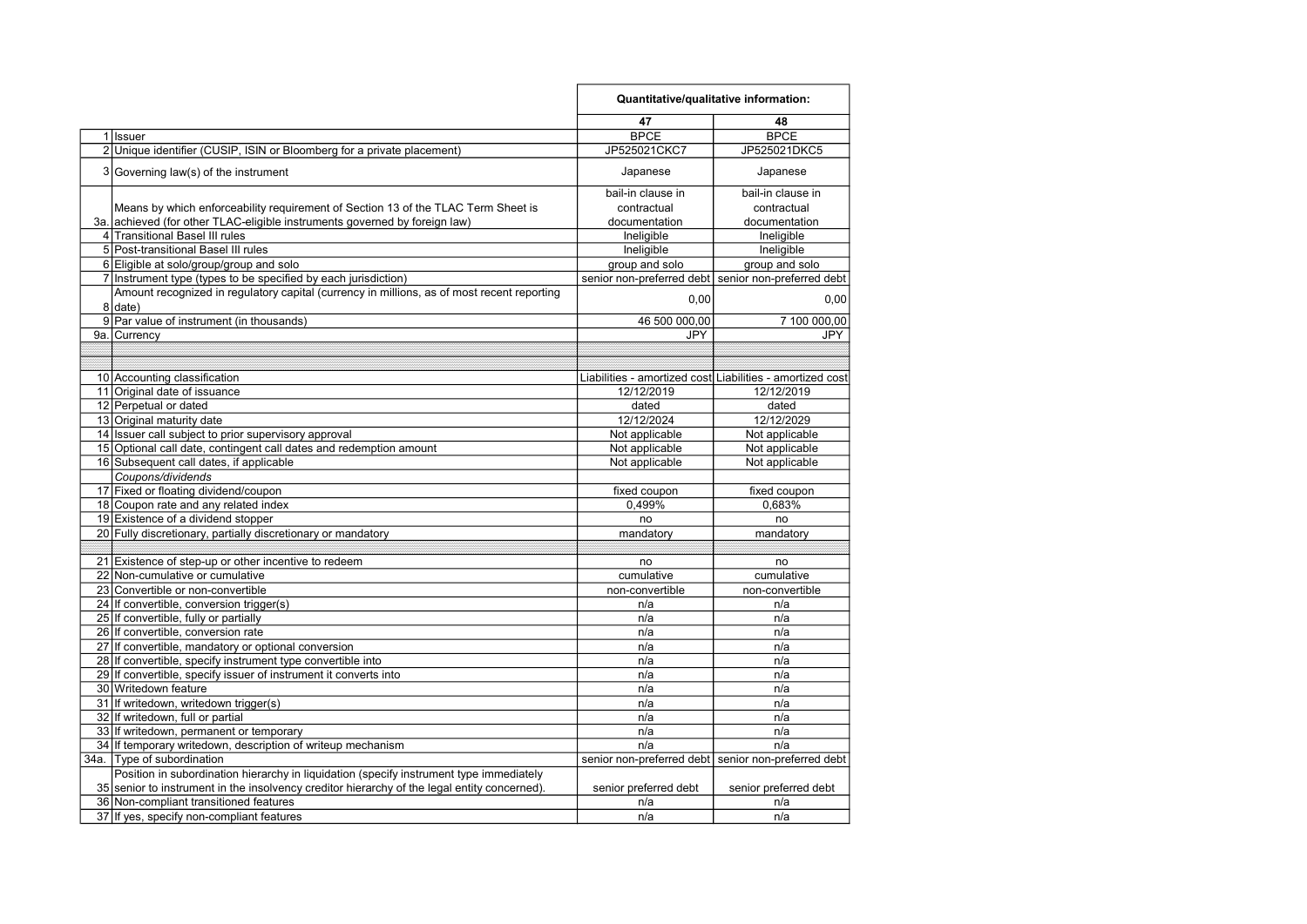| | | Quantitative/qualitative information: | |
|---|---|---|---|
| | | 47 | 48 |
| 1 | Issuer | BPCE | BPCE |
| 2 | Unique identifier (CUSIP, ISIN or Bloomberg for a private placement) | JP525021CKC7 | JP525021DKC5 |
| 3 | Governing law(s) of the instrument | Japanese | Japanese |
| 3a. | Means by which enforceability requirement of Section 13 of the TLAC Term Sheet is achieved (for other TLAC-eligible instruments governed by foreign law) | bail-in clause in contractual documentation | bail-in clause in contractual documentation |
| 4 | Transitional Basel III rules | Ineligible | Ineligible |
| 5 | Post-transitional Basel III rules | Ineligible | Ineligible |
| 6 | Eligible at solo/group/group and solo | group and solo | group and solo |
| 7 | Instrument type (types to be specified by each jurisdiction) | senior non-preferred debt | senior non-preferred debt |
| 8 | Amount recognized in regulatory capital (currency in millions, as of most recent reporting date) | 0,00 | 0,00 |
| 9 | Par value of instrument (in thousands) | 46 500 000,00 | 7 100 000,00 |
| 9a. | Currency | JPY | JPY |
| | | | |
| | | | |
| 10 | Accounting classification | Liabilities - amortized cost | Liabilities - amortized cost |
| 11 | Original date of issuance | 12/12/2019 | 12/12/2019 |
| 12 | Perpetual or dated | dated | dated |
| 13 | Original maturity date | 12/12/2024 | 12/12/2029 |
| 14 | Issuer call subject to prior supervisory approval | Not applicable | Not applicable |
| 15 | Optional call date, contingent call dates and redemption amount | Not applicable | Not applicable |
| 16 | Subsequent call dates, if applicable | Not applicable | Not applicable |
| | *Coupons/dividends* | | |
| 17 | Fixed or floating dividend/coupon | fixed coupon | fixed coupon |
| 18 | Coupon rate and any related index | 0,499% | 0,683% |
| 19 | Existence of a dividend stopper | no | no |
| 20 | Fully discretionary, partially discretionary or mandatory | mandatory | mandatory |
| | | | |
| 21 | Existence of step-up or other incentive to redeem | no | no |
| 22 | Non-cumulative or cumulative | cumulative | cumulative |
| 23 | Convertible or non-convertible | non-convertible | non-convertible |
| 24 | If convertible, conversion trigger(s) | n/a | n/a |
| 25 | If convertible, fully or partially | n/a | n/a |
| 26 | If convertible, conversion rate | n/a | n/a |
| 27 | If convertible, mandatory or optional conversion | n/a | n/a |
| 28 | If convertible, specify instrument type convertible into | n/a | n/a |
| 29 | If convertible, specify issuer of instrument it converts into | n/a | n/a |
| 30 | Writedown feature | n/a | n/a |
| 31 | If writedown, writedown trigger(s) | n/a | n/a |
| 32 | If writedown, full or partial | n/a | n/a |
| 33 | If writedown, permanent or temporary | n/a | n/a |
| 34 | If temporary writedown, description of writeup mechanism | n/a | n/a |
| 34a. | Type of subordination | senior non-preferred debt | senior non-preferred debt |
| 35 | Position in subordination hierarchy in liquidation (specify instrument type immediately senior to instrument in the insolvency creditor hierarchy of the legal entity concerned). | senior preferred debt | senior preferred debt |
| 36 | Non-compliant transitioned features | n/a | n/a |
| 37 | If yes, specify non-compliant features | n/a | n/a |